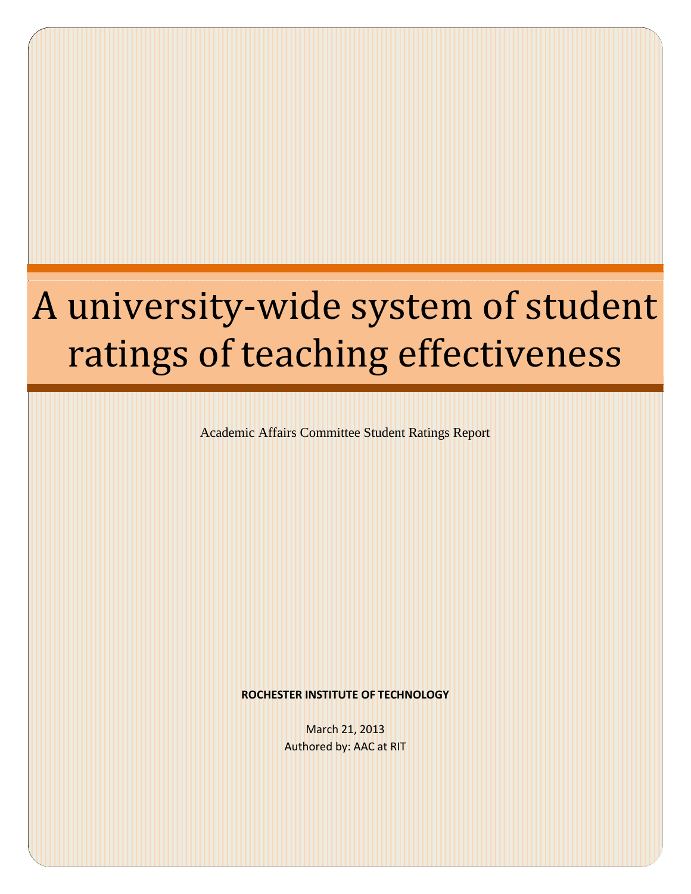# A university-wide system of student ratings of teaching effectiveness

Academic Affairs Committee Student Ratings Report

**ROCHESTER INSTITUTE OF TECHNOLOGY**

March 21, 2013

Authored by: AAC at RIT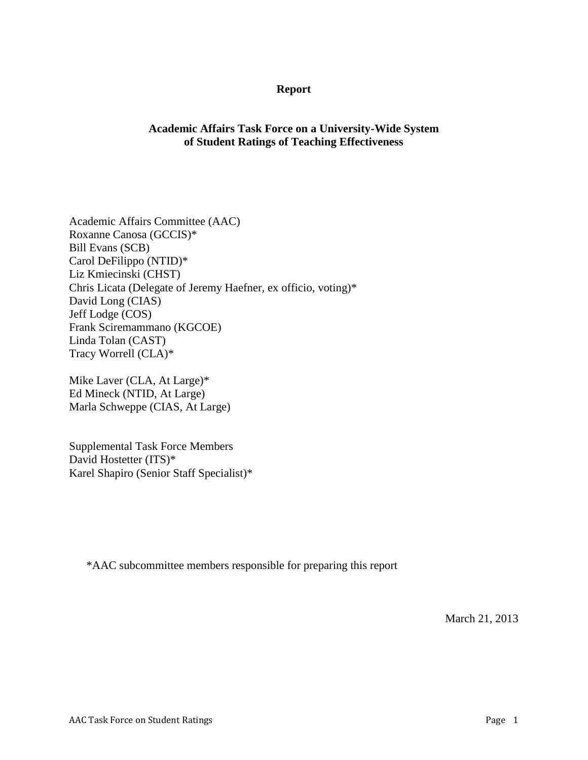**Report**

**Academic Affairs Task Force on a University-Wide System of Student Ratings of Teaching Effectiveness**

Academic Affairs Committee (AAC)
Roxanne Canosa (GCCIS)*
Bill Evans (SCB)
Carol DeFilippo (NTID)*
Liz Kmiecinski (CHST)
Chris Licata (Delegate of Jeremy Haefner, ex officio, voting)*
David Long (CIAS)
Jeff Lodge (COS)
Frank Sciremammano (KGCOE)
Linda Tolan (CAST)
Tracy Worrell (CLA)*

Mike Laver (CLA, At Large)*
Ed Mineck (NTID, At Large)
Marla Schweppe (CIAS, At Large)

Supplemental Task Force Members
David Hostetter (ITS)*
Karel Shapiro (Senior Staff Specialist)*

*AAC subcommittee members responsible for preparing this report

March 21, 2013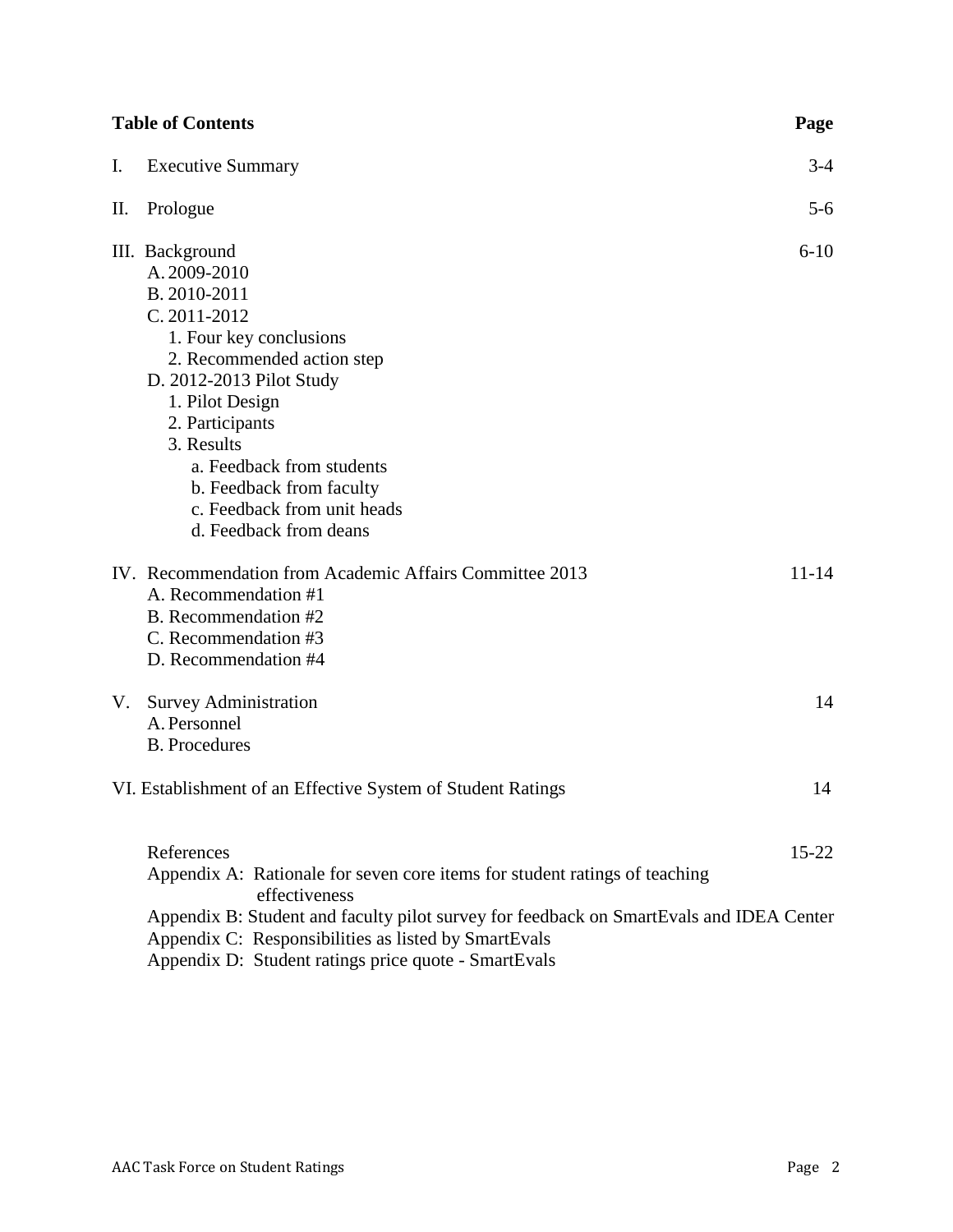## Table of Contents

| | | Page |
|---|---|---|
| I. | Executive Summary | 3-4 |
| II. | Prologue | 5-6 |
| III. | Background | 6-10 |
| | A. 2009-2010 | |
| | B. 2010-2011 | |
| | C. 2011-2012 | |
| | 1. Four key conclusions | |
| | 2. Recommended action step | |
| | D. 2012-2013 Pilot Study | |
| | 1. Pilot Design | |
| | 2. Participants | |
| | 3. Results | |
| | a. Feedback from students | |
| | b. Feedback from faculty | |
| | c. Feedback from unit heads | |
| | d. Feedback from deans | |
| IV. | Recommendation from Academic Affairs Committee 2013 | 11-14 |
| | A. Recommendation #1 | |
| | B. Recommendation #2 | |
| | C. Recommendation #3 | |
| | D. Recommendation #4 | |
| V. | Survey Administration | 14 |
| | A. Personnel | |
| | B. Procedures | |
| VI. | Establishment of an Effective System of Student Ratings | 14 |
| | References | 15-22 |
| | Appendix A: Rationale for seven core items for student ratings of teaching effectiveness | |
| | Appendix B: Student and faculty pilot survey for feedback on SmartEvals and IDEA Center | |
| | Appendix C: Responsibilities as listed by SmartEvals | |
| | Appendix D: Student ratings price quote - SmartEvals | |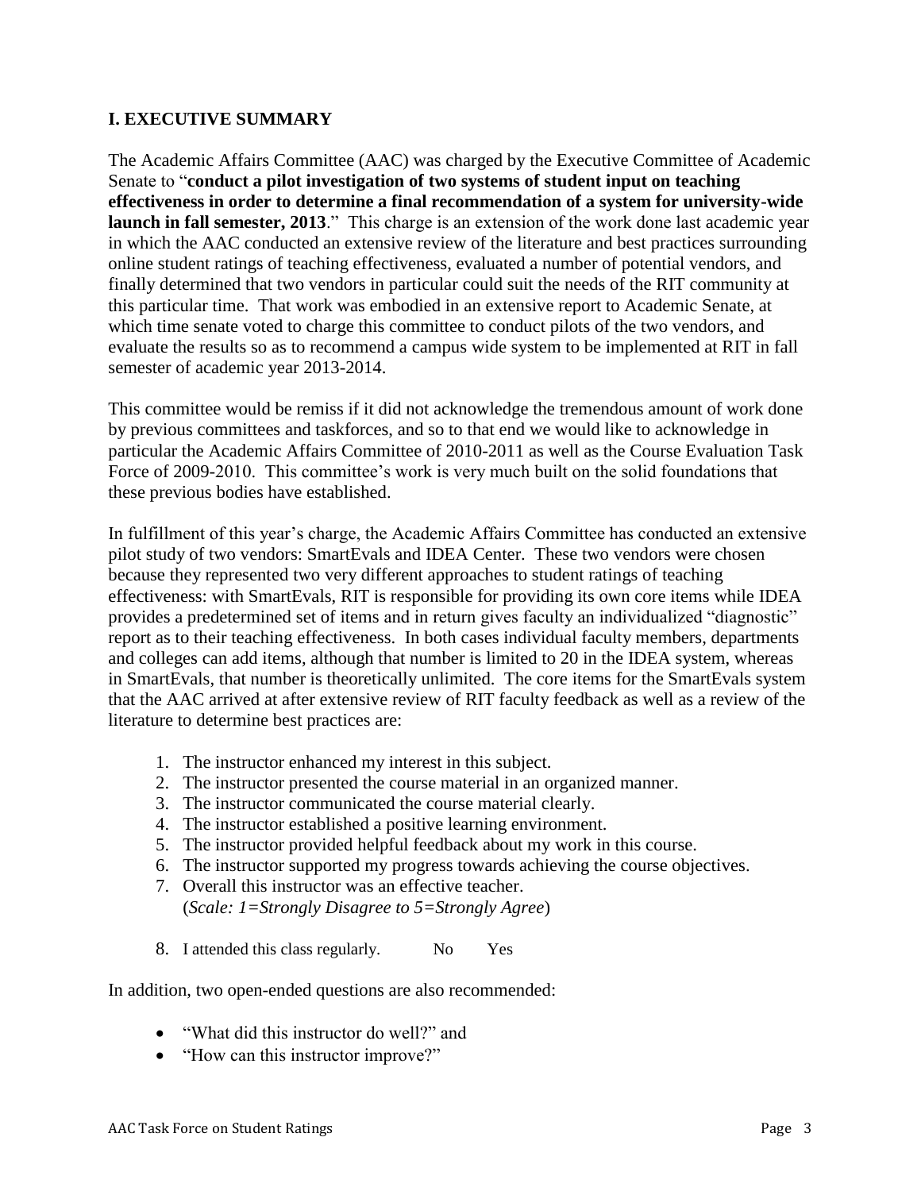## I. EXECUTIVE SUMMARY

The Academic Affairs Committee (AAC) was charged by the Executive Committee of Academic Senate to "**conduct a pilot investigation of two systems of student input on teaching effectiveness in order to determine a final recommendation of a system for university-wide launch in fall semester, 2013**." This charge is an extension of the work done last academic year in which the AAC conducted an extensive review of the literature and best practices surrounding online student ratings of teaching effectiveness, evaluated a number of potential vendors, and finally determined that two vendors in particular could suit the needs of the RIT community at this particular time. That work was embodied in an extensive report to Academic Senate, at which time senate voted to charge this committee to conduct pilots of the two vendors, and evaluate the results so as to recommend a campus wide system to be implemented at RIT in fall semester of academic year 2013-2014.

This committee would be remiss if it did not acknowledge the tremendous amount of work done by previous committees and taskforces, and so to that end we would like to acknowledge in particular the Academic Affairs Committee of 2010-2011 as well as the Course Evaluation Task Force of 2009-2010. This committee's work is very much built on the solid foundations that these previous bodies have established.

In fulfillment of this year's charge, the Academic Affairs Committee has conducted an extensive pilot study of two vendors: SmartEvals and IDEA Center. These two vendors were chosen because they represented two very different approaches to student ratings of teaching effectiveness: with SmartEvals, RIT is responsible for providing its own core items while IDEA provides a predetermined set of items and in return gives faculty an individualized "diagnostic" report as to their teaching effectiveness. In both cases individual faculty members, departments and colleges can add items, although that number is limited to 20 in the IDEA system, whereas in SmartEvals, that number is theoretically unlimited. The core items for the SmartEvals system that the AAC arrived at after extensive review of RIT faculty feedback as well as a review of the literature to determine best practices are:

1. The instructor enhanced my interest in this subject.
2. The instructor presented the course material in an organized manner.
3. The instructor communicated the course material clearly.
4. The instructor established a positive learning environment.
5. The instructor provided helpful feedback about my work in this course.
6. The instructor supported my progress towards achieving the course objectives.
7. Overall this instructor was an effective teacher.
   (*Scale: 1=Strongly Disagree to 5=Strongly Agree*)
8. I attended this class regularly. No Yes

In addition, two open-ended questions are also recommended:

- "What did this instructor do well?" and
- "How can this instructor improve?"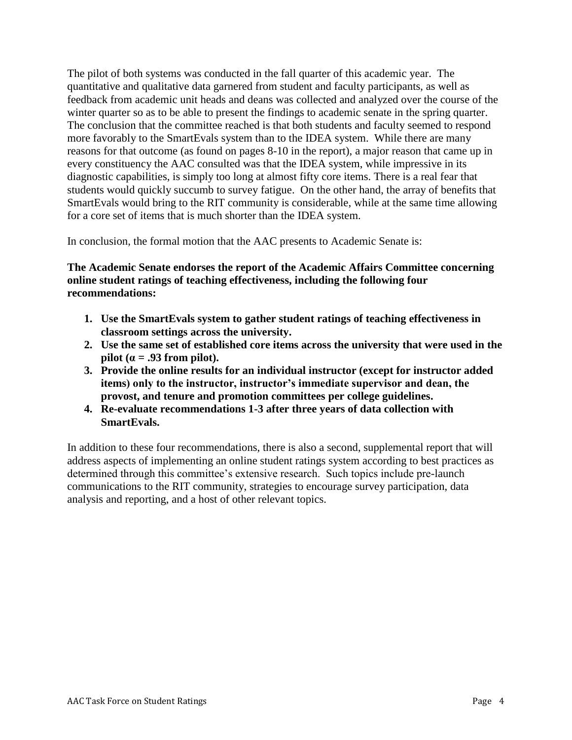The pilot of both systems was conducted in the fall quarter of this academic year. The quantitative and qualitative data garnered from student and faculty participants, as well as feedback from academic unit heads and deans was collected and analyzed over the course of the winter quarter so as to be able to present the findings to academic senate in the spring quarter. The conclusion that the committee reached is that both students and faculty seemed to respond more favorably to the SmartEvals system than to the IDEA system. While there are many reasons for that outcome (as found on pages 8-10 in the report), a major reason that came up in every constituency the AAC consulted was that the IDEA system, while impressive in its diagnostic capabilities, is simply too long at almost fifty core items. There is a real fear that students would quickly succumb to survey fatigue. On the other hand, the array of benefits that SmartEvals would bring to the RIT community is considerable, while at the same time allowing for a core set of items that is much shorter than the IDEA system.

In conclusion, the formal motion that the AAC presents to Academic Senate is:

**The Academic Senate endorses the report of the Academic Affairs Committee concerning online student ratings of teaching effectiveness, including the following four recommendations:**

1. **Use the SmartEvals system to gather student ratings of teaching effectiveness in classroom settings across the university.**
2. **Use the same set of established core items across the university that were used in the pilot ($\alpha = .93$ from pilot).**
3. **Provide the online results for an individual instructor (except for instructor added items) only to the instructor, instructor's immediate supervisor and dean, the provost, and tenure and promotion committees per college guidelines.**
4. **Re-evaluate recommendations 1-3 after three years of data collection with SmartEvals.**

In addition to these four recommendations, there is also a second, supplemental report that will address aspects of implementing an online student ratings system according to best practices as determined through this committee's extensive research. Such topics include pre-launch communications to the RIT community, strategies to encourage survey participation, data analysis and reporting, and a host of other relevant topics.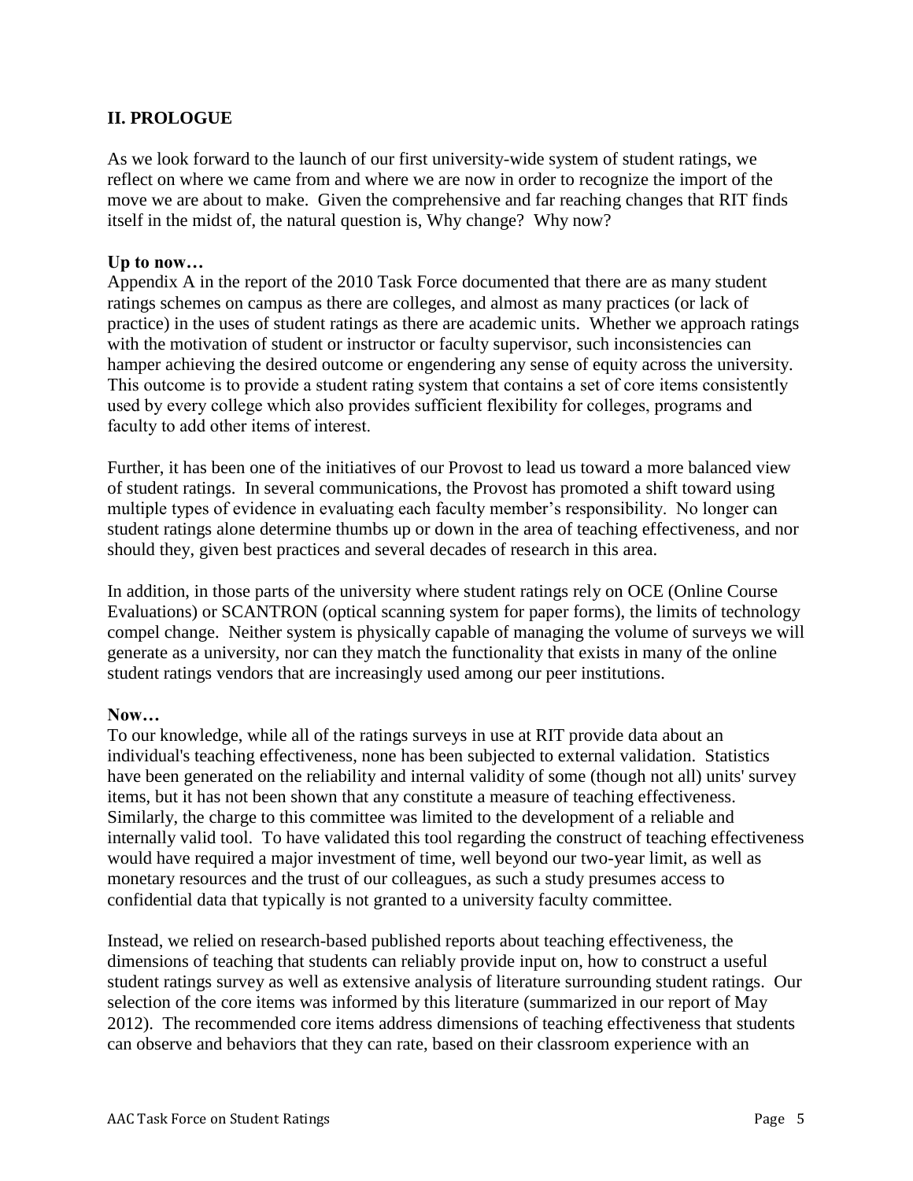## II. PROLOGUE

As we look forward to the launch of our first university-wide system of student ratings, we reflect on where we came from and where we are now in order to recognize the import of the move we are about to make. Given the comprehensive and far reaching changes that RIT finds itself in the midst of, the natural question is, Why change? Why now?

**Up to now…**

Appendix A in the report of the 2010 Task Force documented that there are as many student ratings schemes on campus as there are colleges, and almost as many practices (or lack of practice) in the uses of student ratings as there are academic units. Whether we approach ratings with the motivation of student or instructor or faculty supervisor, such inconsistencies can hamper achieving the desired outcome or engendering any sense of equity across the university. This outcome is to provide a student rating system that contains a set of core items consistently used by every college which also provides sufficient flexibility for colleges, programs and faculty to add other items of interest.

Further, it has been one of the initiatives of our Provost to lead us toward a more balanced view of student ratings. In several communications, the Provost has promoted a shift toward using multiple types of evidence in evaluating each faculty member's responsibility. No longer can student ratings alone determine thumbs up or down in the area of teaching effectiveness, and nor should they, given best practices and several decades of research in this area.

In addition, in those parts of the university where student ratings rely on OCE (Online Course Evaluations) or SCANTRON (optical scanning system for paper forms), the limits of technology compel change. Neither system is physically capable of managing the volume of surveys we will generate as a university, nor can they match the functionality that exists in many of the online student ratings vendors that are increasingly used among our peer institutions.

**Now…**

To our knowledge, while all of the ratings surveys in use at RIT provide data about an individual's teaching effectiveness, none has been subjected to external validation. Statistics have been generated on the reliability and internal validity of some (though not all) units' survey items, but it has not been shown that any constitute a measure of teaching effectiveness. Similarly, the charge to this committee was limited to the development of a reliable and internally valid tool. To have validated this tool regarding the construct of teaching effectiveness would have required a major investment of time, well beyond our two-year limit, as well as monetary resources and the trust of our colleagues, as such a study presumes access to confidential data that typically is not granted to a university faculty committee.

Instead, we relied on research-based published reports about teaching effectiveness, the dimensions of teaching that students can reliably provide input on, how to construct a useful student ratings survey as well as extensive analysis of literature surrounding student ratings. Our selection of the core items was informed by this literature (summarized in our report of May 2012). The recommended core items address dimensions of teaching effectiveness that students can observe and behaviors that they can rate, based on their classroom experience with an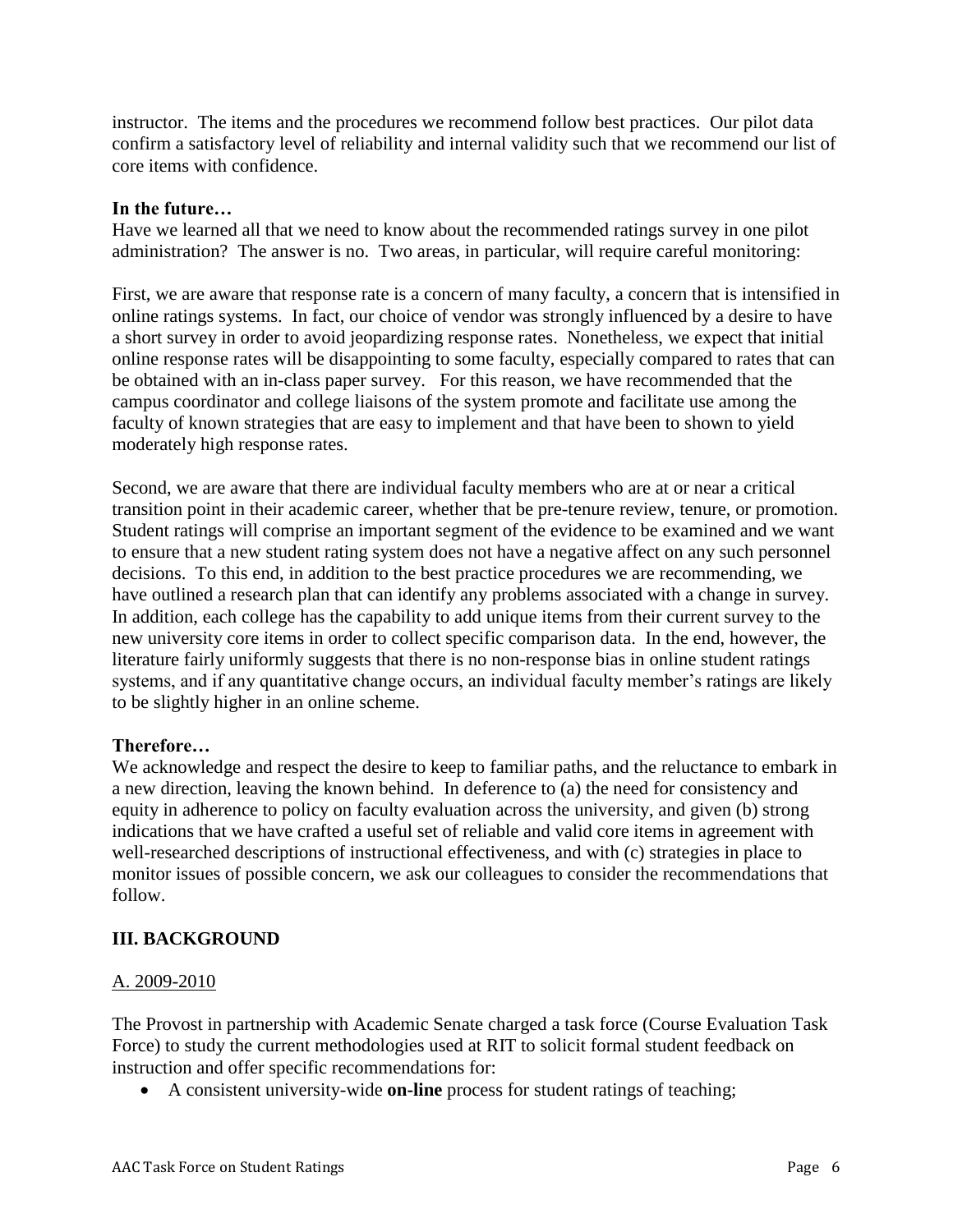instructor. The items and the procedures we recommend follow best practices. Our pilot data confirm a satisfactory level of reliability and internal validity such that we recommend our list of core items with confidence.

**In the future…**

Have we learned all that we need to know about the recommended ratings survey in one pilot administration? The answer is no. Two areas, in particular, will require careful monitoring:

First, we are aware that response rate is a concern of many faculty, a concern that is intensified in online ratings systems. In fact, our choice of vendor was strongly influenced by a desire to have a short survey in order to avoid jeopardizing response rates. Nonetheless, we expect that initial online response rates will be disappointing to some faculty, especially compared to rates that can be obtained with an in-class paper survey. For this reason, we have recommended that the campus coordinator and college liaisons of the system promote and facilitate use among the faculty of known strategies that are easy to implement and that have been to shown to yield moderately high response rates.

Second, we are aware that there are individual faculty members who are at or near a critical transition point in their academic career, whether that be pre-tenure review, tenure, or promotion. Student ratings will comprise an important segment of the evidence to be examined and we want to ensure that a new student rating system does not have a negative affect on any such personnel decisions. To this end, in addition to the best practice procedures we are recommending, we have outlined a research plan that can identify any problems associated with a change in survey. In addition, each college has the capability to add unique items from their current survey to the new university core items in order to collect specific comparison data. In the end, however, the literature fairly uniformly suggests that there is no non-response bias in online student ratings systems, and if any quantitative change occurs, an individual faculty member's ratings are likely to be slightly higher in an online scheme.

**Therefore…**

We acknowledge and respect the desire to keep to familiar paths, and the reluctance to embark in a new direction, leaving the known behind. In deference to (a) the need for consistency and equity in adherence to policy on faculty evaluation across the university, and given (b) strong indications that we have crafted a useful set of reliable and valid core items in agreement with well-researched descriptions of instructional effectiveness, and with (c) strategies in place to monitor issues of possible concern, we ask our colleagues to consider the recommendations that follow.

## III. BACKGROUND

### A. 2009-2010

The Provost in partnership with Academic Senate charged a task force (Course Evaluation Task Force) to study the current methodologies used at RIT to solicit formal student feedback on instruction and offer specific recommendations for:

- A consistent university-wide **on-line** process for student ratings of teaching;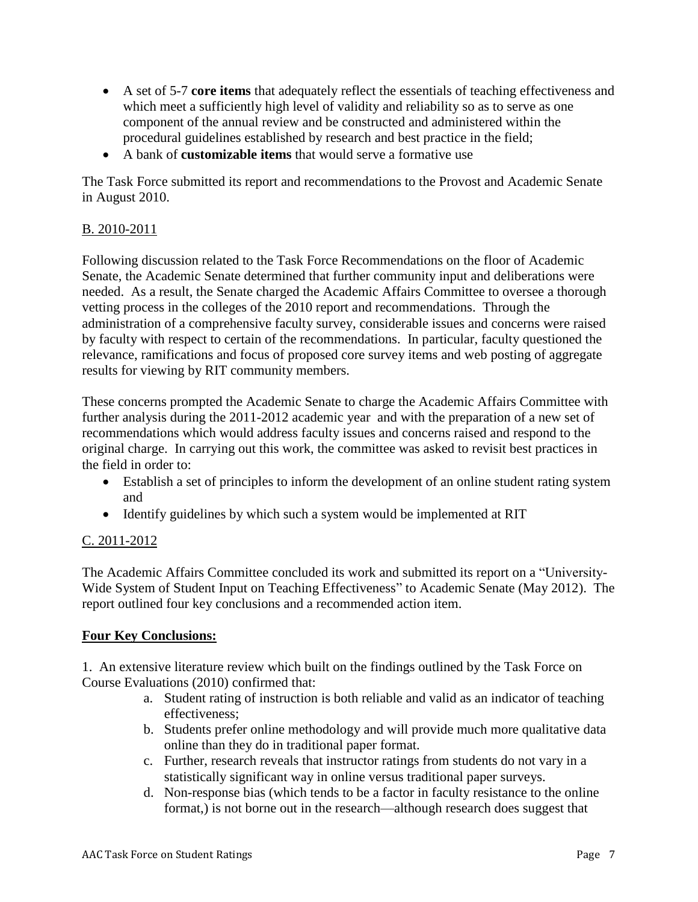- A set of 5-7 **core items** that adequately reflect the essentials of teaching effectiveness and which meet a sufficiently high level of validity and reliability so as to serve as one component of the annual review and be constructed and administered within the procedural guidelines established by research and best practice in the field;
- A bank of **customizable items** that would serve a formative use

The Task Force submitted its report and recommendations to the Provost and Academic Senate in August 2010.

B. 2010-2011

Following discussion related to the Task Force Recommendations on the floor of Academic Senate, the Academic Senate determined that further community input and deliberations were needed. As a result, the Senate charged the Academic Affairs Committee to oversee a thorough vetting process in the colleges of the 2010 report and recommendations. Through the administration of a comprehensive faculty survey, considerable issues and concerns were raised by faculty with respect to certain of the recommendations. In particular, faculty questioned the relevance, ramifications and focus of proposed core survey items and web posting of aggregate results for viewing by RIT community members.

These concerns prompted the Academic Senate to charge the Academic Affairs Committee with further analysis during the 2011-2012 academic year and with the preparation of a new set of recommendations which would address faculty issues and concerns raised and respond to the original charge. In carrying out this work, the committee was asked to revisit best practices in the field in order to:

- Establish a set of principles to inform the development of an online student rating system and
- Identify guidelines by which such a system would be implemented at RIT

C. 2011-2012

The Academic Affairs Committee concluded its work and submitted its report on a "University-Wide System of Student Input on Teaching Effectiveness" to Academic Senate (May 2012). The report outlined four key conclusions and a recommended action item.

**Four Key Conclusions:**

1. An extensive literature review which built on the findings outlined by the Task Force on Course Evaluations (2010) confirmed that:
   a. Student rating of instruction is both reliable and valid as an indicator of teaching effectiveness;
   b. Students prefer online methodology and will provide much more qualitative data online than they do in traditional paper format.
   c. Further, research reveals that instructor ratings from students do not vary in a statistically significant way in online versus traditional paper surveys.
   d. Non-response bias (which tends to be a factor in faculty resistance to the online format,) is not borne out in the research—although research does suggest that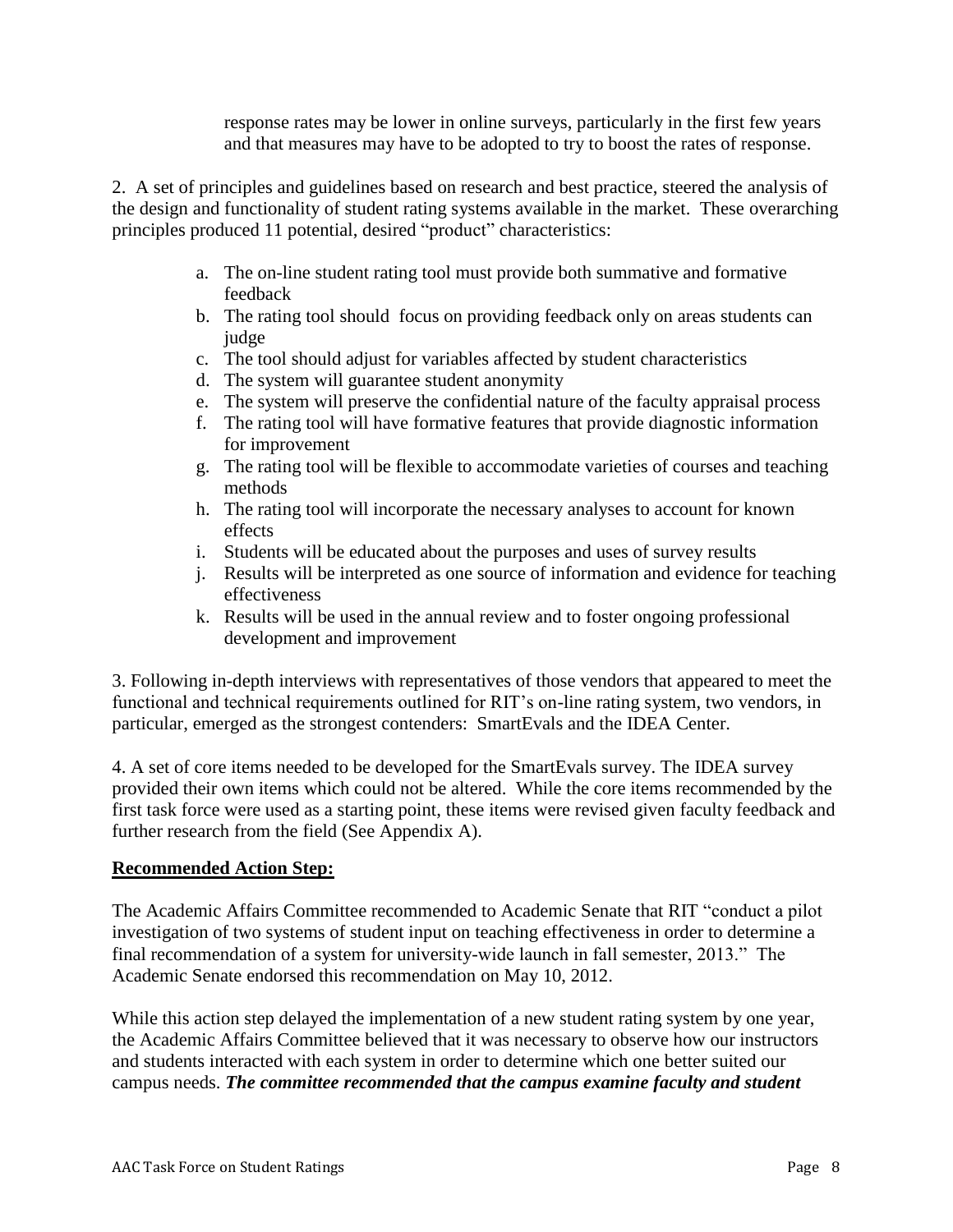response rates may be lower in online surveys, particularly in the first few years and that measures may have to be adopted to try to boost the rates of response.

2. A set of principles and guidelines based on research and best practice, steered the analysis of the design and functionality of student rating systems available in the market. These overarching principles produced 11 potential, desired "product" characteristics:

a. The on-line student rating tool must provide both summative and formative feedback
b. The rating tool should focus on providing feedback only on areas students can judge
c. The tool should adjust for variables affected by student characteristics
d. The system will guarantee student anonymity
e. The system will preserve the confidential nature of the faculty appraisal process
f. The rating tool will have formative features that provide diagnostic information for improvement
g. The rating tool will be flexible to accommodate varieties of courses and teaching methods
h. The rating tool will incorporate the necessary analyses to account for known effects
i. Students will be educated about the purposes and uses of survey results
j. Results will be interpreted as one source of information and evidence for teaching effectiveness
k. Results will be used in the annual review and to foster ongoing professional development and improvement

3. Following in-depth interviews with representatives of those vendors that appeared to meet the functional and technical requirements outlined for RIT's on-line rating system, two vendors, in particular, emerged as the strongest contenders: SmartEvals and the IDEA Center.

4. A set of core items needed to be developed for the SmartEvals survey. The IDEA survey provided their own items which could not be altered. While the core items recommended by the first task force were used as a starting point, these items were revised given faculty feedback and further research from the field (See Appendix A).

**Recommended Action Step:**

The Academic Affairs Committee recommended to Academic Senate that RIT "conduct a pilot investigation of two systems of student input on teaching effectiveness in order to determine a final recommendation of a system for university-wide launch in fall semester, 2013." The Academic Senate endorsed this recommendation on May 10, 2012.

While this action step delayed the implementation of a new student rating system by one year, the Academic Affairs Committee believed that it was necessary to observe how our instructors and students interacted with each system in order to determine which one better suited our campus needs. ***The committee recommended that the campus examine faculty and student***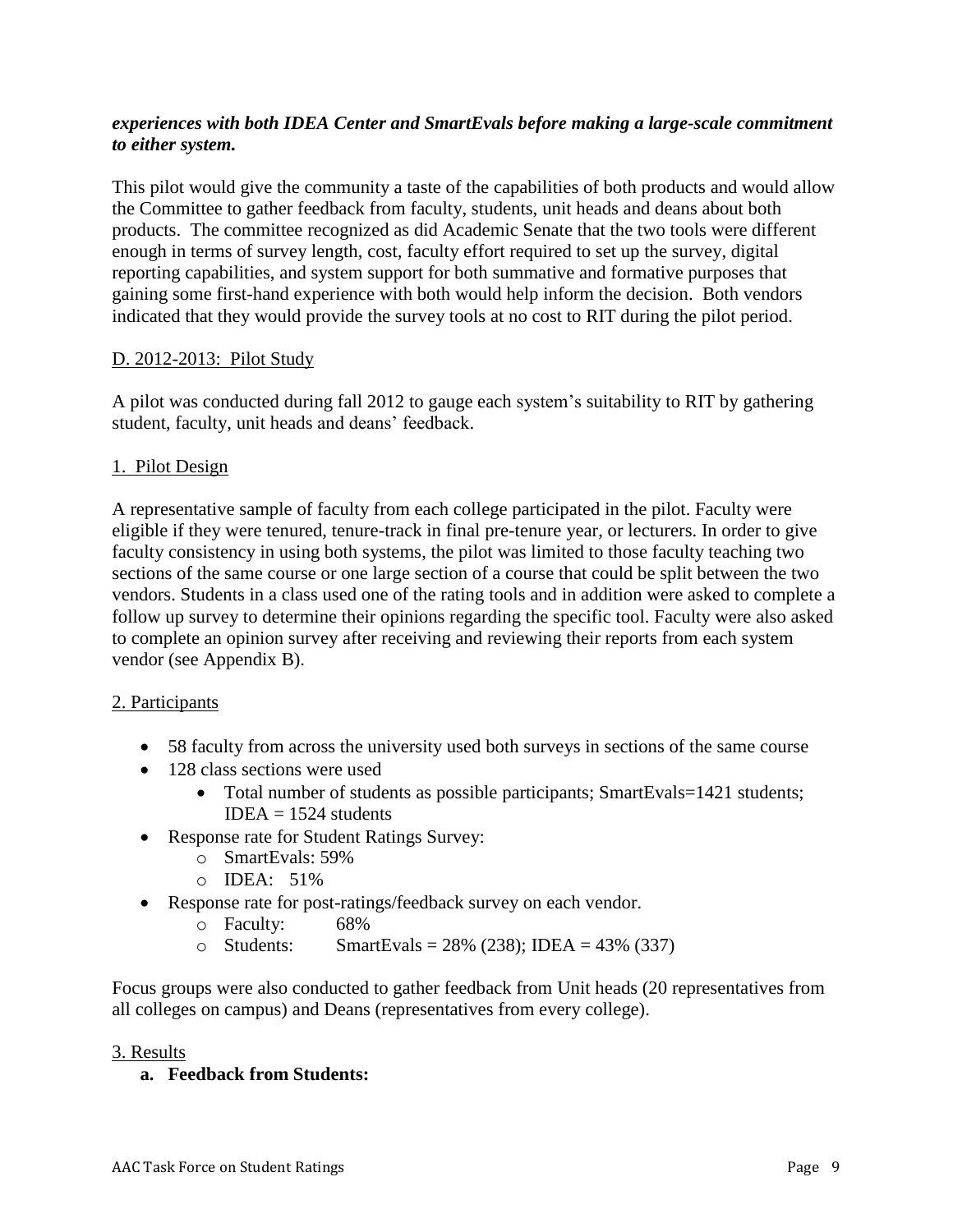***experiences with both IDEA Center and SmartEvals before making a large-scale commitment to either system.***

This pilot would give the community a taste of the capabilities of both products and would allow the Committee to gather feedback from faculty, students, unit heads and deans about both products. The committee recognized as did Academic Senate that the two tools were different enough in terms of survey length, cost, faculty effort required to set up the survey, digital reporting capabilities, and system support for both summative and formative purposes that gaining some first-hand experience with both would help inform the decision. Both vendors indicated that they would provide the survey tools at no cost to RIT during the pilot period.

D. 2012-2013: Pilot Study

A pilot was conducted during fall 2012 to gauge each system's suitability to RIT by gathering student, faculty, unit heads and deans' feedback.

1. Pilot Design

A representative sample of faculty from each college participated in the pilot. Faculty were eligible if they were tenured, tenure-track in final pre-tenure year, or lecturers. In order to give faculty consistency in using both systems, the pilot was limited to those faculty teaching two sections of the same course or one large section of a course that could be split between the two vendors. Students in a class used one of the rating tools and in addition were asked to complete a follow up survey to determine their opinions regarding the specific tool. Faculty were also asked to complete an opinion survey after receiving and reviewing their reports from each system vendor (see Appendix B).

2. Participants

- 58 faculty from across the university used both surveys in sections of the same course
- 128 class sections were used
    - Total number of students as possible participants; SmartEvals=1421 students; IDEA = 1524 students
- Response rate for Student Ratings Survey:
    - SmartEvals: 59%
    - IDEA: 51%
- Response rate for post-ratings/feedback survey on each vendor.
    - Faculty: 68%
    - Students: SmartEvals = 28% (238); IDEA = 43% (337)

Focus groups were also conducted to gather feedback from Unit heads (20 representatives from all colleges on campus) and Deans (representatives from every college).

3. Results

**a. Feedback from Students:**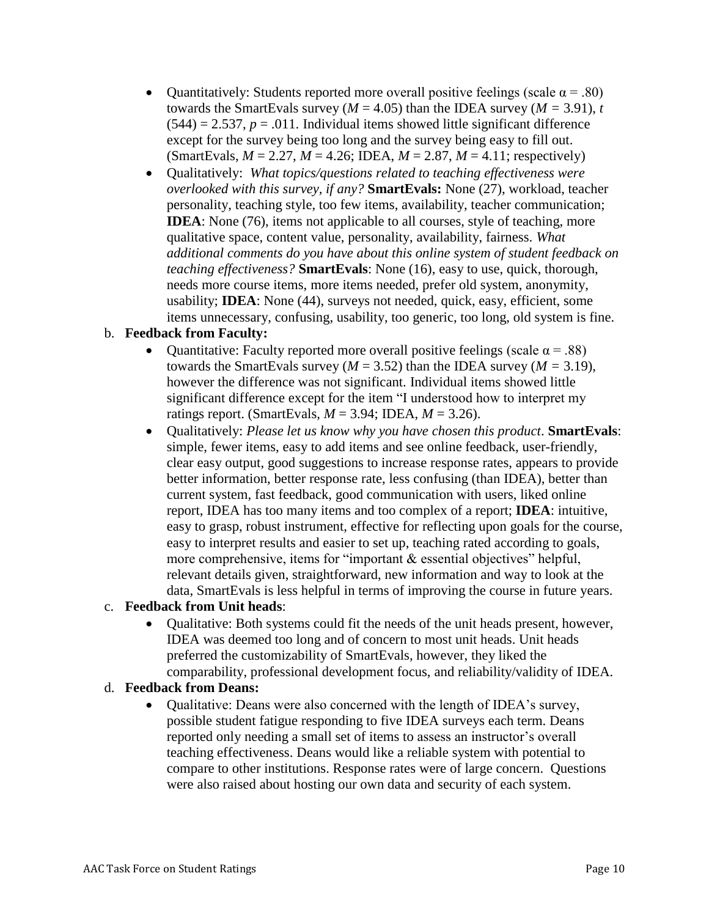- Quantitatively: Students reported more overall positive feelings (scale $\alpha = .80$) towards the SmartEvals survey ($M = 4.05$) than the IDEA survey ($M = 3.91$), $t(544) = 2.537$, $p = .011$. Individual items showed little significant difference except for the survey being too long and the survey being easy to fill out. (SmartEvals, $M = 2.27$, $M = 4.26$; IDEA, $M = 2.87$, $M = 4.11$; respectively)
- Qualitatively: *What topics/questions related to teaching effectiveness were overlooked with this survey, if any?* **SmartEvals:** None (27), workload, teacher personality, teaching style, too few items, availability, teacher communication; **IDEA**: None (76), items not applicable to all courses, style of teaching, more qualitative space, content value, personality, availability, fairness. *What additional comments do you have about this online system of student feedback on teaching effectiveness?* **SmartEvals**: None (16), easy to use, quick, thorough, needs more course items, more items needed, prefer old system, anonymity, usability; **IDEA**: None (44), surveys not needed, quick, easy, efficient, some items unnecessary, confusing, usability, too generic, too long, old system is fine.

b. **Feedback from Faculty:**

- Quantitative: Faculty reported more overall positive feelings (scale $\alpha = .88$) towards the SmartEvals survey ($M = 3.52$) than the IDEA survey ($M = 3.19$), however the difference was not significant. Individual items showed little significant difference except for the item "I understood how to interpret my ratings report. (SmartEvals, $M = 3.94$; IDEA, $M = 3.26$).
- Qualitatively: *Please let us know why you have chosen this product*. **SmartEvals**: simple, fewer items, easy to add items and see online feedback, user-friendly, clear easy output, good suggestions to increase response rates, appears to provide better information, better response rate, less confusing (than IDEA), better than current system, fast feedback, good communication with users, liked online report, IDEA has too many items and too complex of a report; **IDEA**: intuitive, easy to grasp, robust instrument, effective for reflecting upon goals for the course, easy to interpret results and easier to set up, teaching rated according to goals, more comprehensive, items for "important & essential objectives" helpful, relevant details given, straightforward, new information and way to look at the data, SmartEvals is less helpful in terms of improving the course in future years.

c. **Feedback from Unit heads**:

- Qualitative: Both systems could fit the needs of the unit heads present, however, IDEA was deemed too long and of concern to most unit heads. Unit heads preferred the customizability of SmartEvals, however, they liked the comparability, professional development focus, and reliability/validity of IDEA.

d. **Feedback from Deans:**

- Qualitative: Deans were also concerned with the length of IDEA's survey, possible student fatigue responding to five IDEA surveys each term. Deans reported only needing a small set of items to assess an instructor's overall teaching effectiveness. Deans would like a reliable system with potential to compare to other institutions. Response rates were of large concern. Questions were also raised about hosting our own data and security of each system.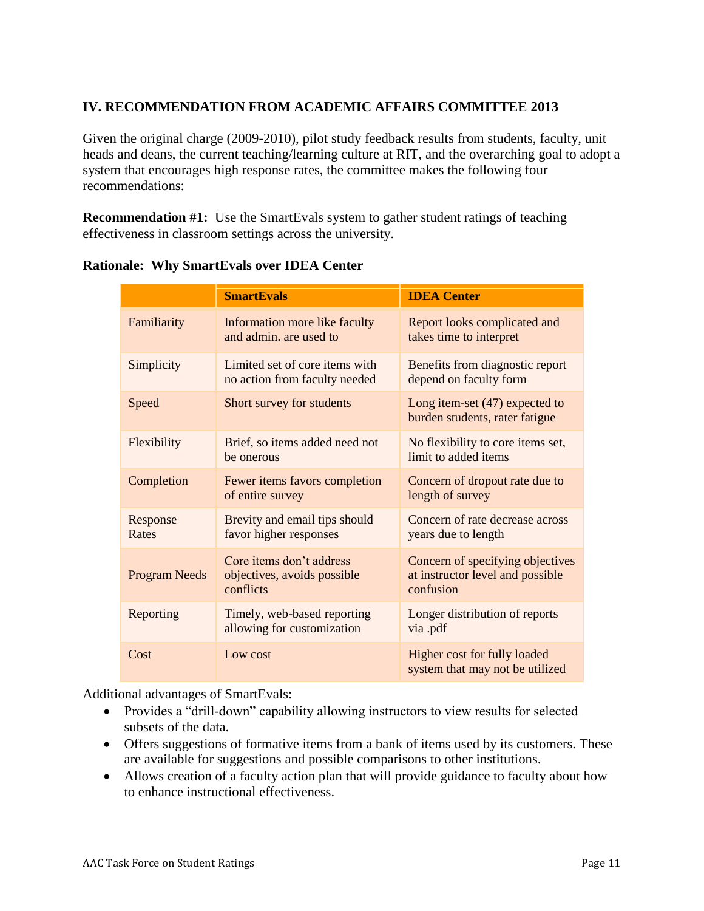## IV. RECOMMENDATION FROM ACADEMIC AFFAIRS COMMITTEE 2013

Given the original charge (2009-2010), pilot study feedback results from students, faculty, unit heads and deans, the current teaching/learning culture at RIT, and the overarching goal to adopt a system that encourages high response rates, the committee makes the following four recommendations:

**Recommendation #1:** Use the SmartEvals system to gather student ratings of teaching effectiveness in classroom settings across the university.

**Rationale: Why SmartEvals over IDEA Center**

| | SmartEvals | IDEA Center |
|---|---|---|
| Familiarity | Information more like faculty and admin. are used to | Report looks complicated and takes time to interpret |
| Simplicity | Limited set of core items with no action from faculty needed | Benefits from diagnostic report depend on faculty form |
| Speed | Short survey for students | Long item-set (47) expected to burden students, rater fatigue |
| Flexibility | Brief, so items added need not be onerous | No flexibility to core items set, limit to added items |
| Completion | Fewer items favors completion of entire survey | Concern of dropout rate due to length of survey |
| Response Rates | Brevity and email tips should favor higher responses | Concern of rate decrease across years due to length |
| Program Needs | Core items don't address objectives, avoids possible conflicts | Concern of specifying objectives at instructor level and possible confusion |
| Reporting | Timely, web-based reporting allowing for customization | Longer distribution of reports via .pdf |
| Cost | Low cost | Higher cost for fully loaded system that may not be utilized |

Additional advantages of SmartEvals:

- Provides a "drill-down" capability allowing instructors to view results for selected subsets of the data.
- Offers suggestions of formative items from a bank of items used by its customers. These are available for suggestions and possible comparisons to other institutions.
- Allows creation of a faculty action plan that will provide guidance to faculty about how to enhance instructional effectiveness.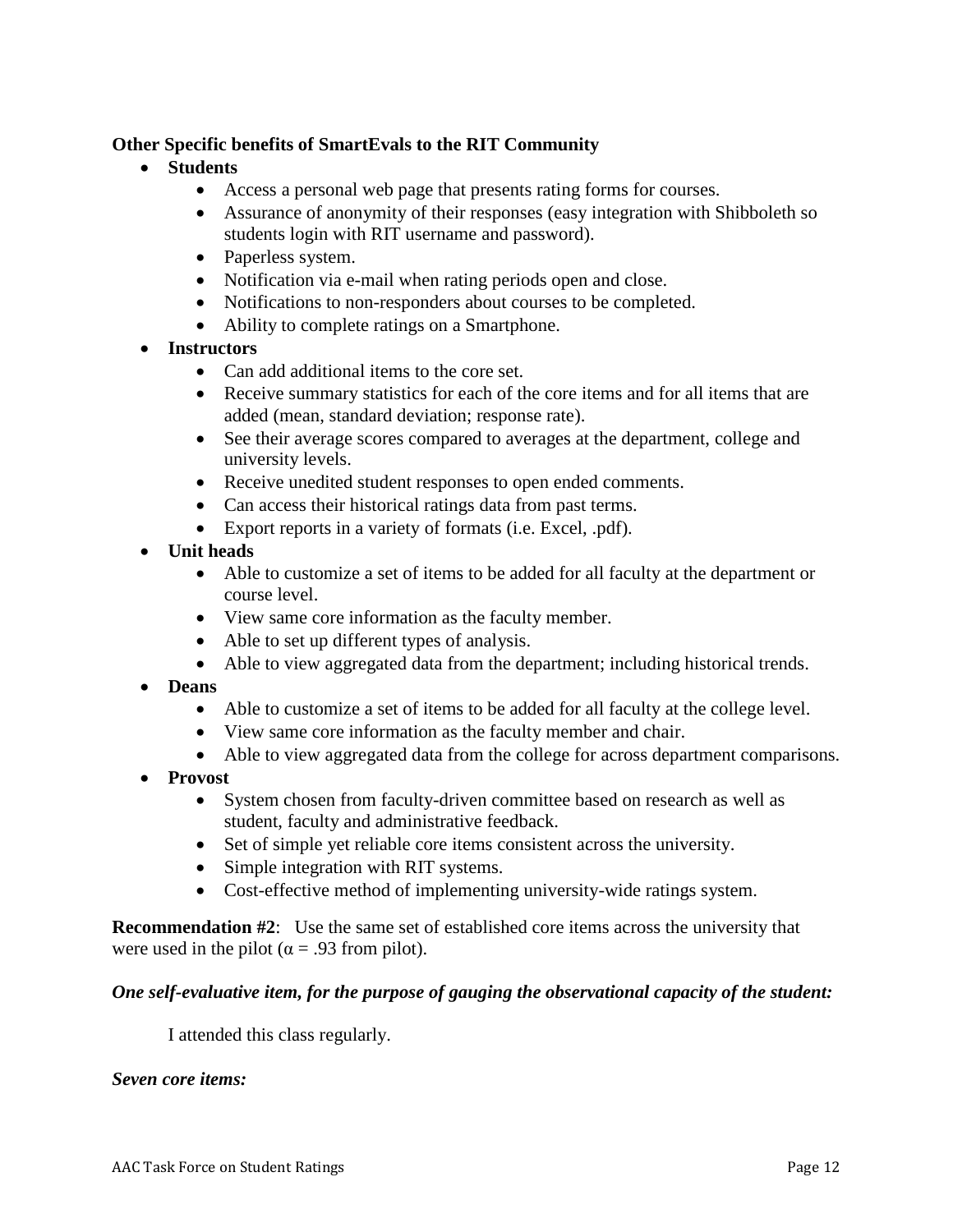**Other Specific benefits of SmartEvals to the RIT Community**

- **Students**
  - Access a personal web page that presents rating forms for courses.
  - Assurance of anonymity of their responses (easy integration with Shibboleth so students login with RIT username and password).
  - Paperless system.
  - Notification via e-mail when rating periods open and close.
  - Notifications to non-responders about courses to be completed.
  - Ability to complete ratings on a Smartphone.
- **Instructors**
  - Can add additional items to the core set.
  - Receive summary statistics for each of the core items and for all items that are added (mean, standard deviation; response rate).
  - See their average scores compared to averages at the department, college and university levels.
  - Receive unedited student responses to open ended comments.
  - Can access their historical ratings data from past terms.
  - Export reports in a variety of formats (i.e. Excel, .pdf).
- **Unit heads**
  - Able to customize a set of items to be added for all faculty at the department or course level.
  - View same core information as the faculty member.
  - Able to set up different types of analysis.
  - Able to view aggregated data from the department; including historical trends.
- **Deans**
  - Able to customize a set of items to be added for all faculty at the college level.
  - View same core information as the faculty member and chair.
  - Able to view aggregated data from the college for across department comparisons.
- **Provost**
  - System chosen from faculty-driven committee based on research as well as student, faculty and administrative feedback.
  - Set of simple yet reliable core items consistent across the university.
  - Simple integration with RIT systems.
  - Cost-effective method of implementing university-wide ratings system.

**Recommendation #2**: Use the same set of established core items across the university that were used in the pilot ($\alpha = .93$ from pilot).

***One self-evaluative item, for the purpose of gauging the observational capacity of the student:***

I attended this class regularly.

***Seven core items:***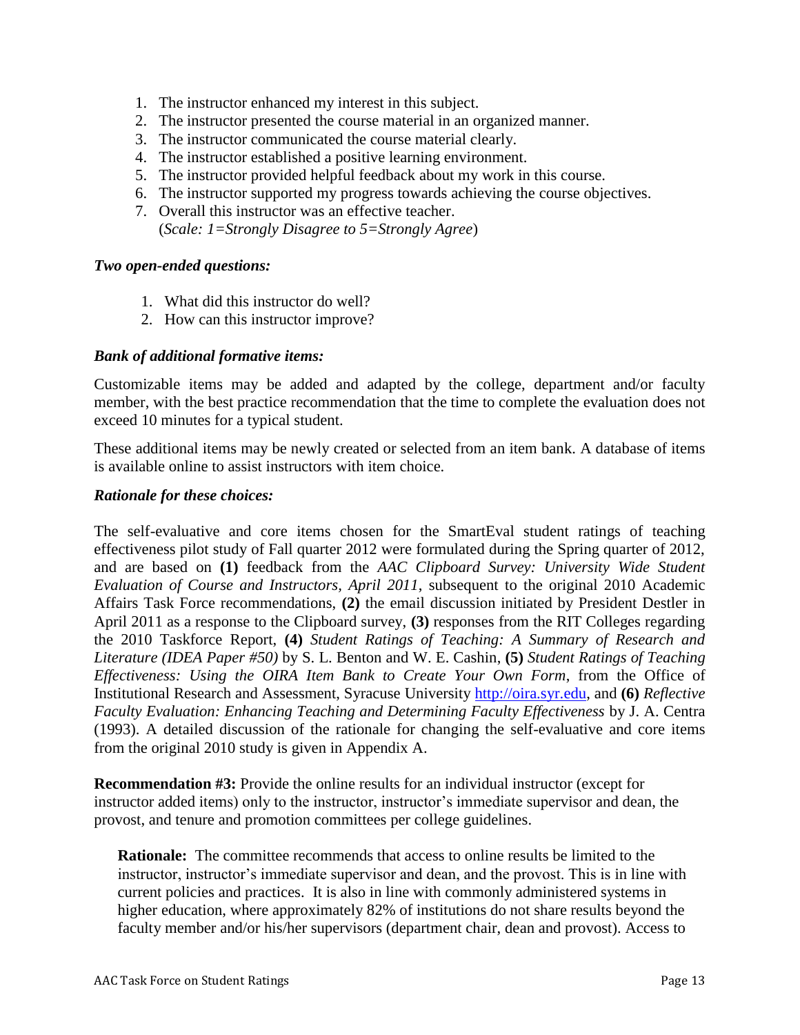1. The instructor enhanced my interest in this subject.
2. The instructor presented the course material in an organized manner.
3. The instructor communicated the course material clearly.
4. The instructor established a positive learning environment.
5. The instructor provided helpful feedback about my work in this course.
6. The instructor supported my progress towards achieving the course objectives.
7. Overall this instructor was an effective teacher.
   (*Scale: 1=Strongly Disagree to 5=Strongly Agree*)

***Two open-ended questions:***

1. What did this instructor do well?
2. How can this instructor improve?

***Bank of additional formative items:***

Customizable items may be added and adapted by the college, department and/or faculty member, with the best practice recommendation that the time to complete the evaluation does not exceed 10 minutes for a typical student.

These additional items may be newly created or selected from an item bank. A database of items is available online to assist instructors with item choice.

***Rationale for these choices:***

The self-evaluative and core items chosen for the SmartEval student ratings of teaching effectiveness pilot study of Fall quarter 2012 were formulated during the Spring quarter of 2012, and are based on **(1)** feedback from the *AAC Clipboard Survey: University Wide Student Evaluation of Course and Instructors, April 2011*, subsequent to the original 2010 Academic Affairs Task Force recommendations, **(2)** the email discussion initiated by President Destler in April 2011 as a response to the Clipboard survey, **(3)** responses from the RIT Colleges regarding the 2010 Taskforce Report, **(4)** *Student Ratings of Teaching: A Summary of Research and Literature (IDEA Paper #50)* by S. L. Benton and W. E. Cashin, **(5)** *Student Ratings of Teaching Effectiveness: Using the OIRA Item Bank to Create Your Own Form*, from the Office of Institutional Research and Assessment, Syracuse University http://oira.syr.edu, and **(6)** *Reflective Faculty Evaluation: Enhancing Teaching and Determining Faculty Effectiveness* by J. A. Centra (1993). A detailed discussion of the rationale for changing the self-evaluative and core items from the original 2010 study is given in Appendix A.

**Recommendation #3:** Provide the online results for an individual instructor (except for instructor added items) only to the instructor, instructor's immediate supervisor and dean, the provost, and tenure and promotion committees per college guidelines.

> **Rationale:** The committee recommends that access to online results be limited to the instructor, instructor's immediate supervisor and dean, and the provost. This is in line with current policies and practices. It is also in line with commonly administered systems in higher education, where approximately 82% of institutions do not share results beyond the faculty member and/or his/her supervisors (department chair, dean and provost). Access to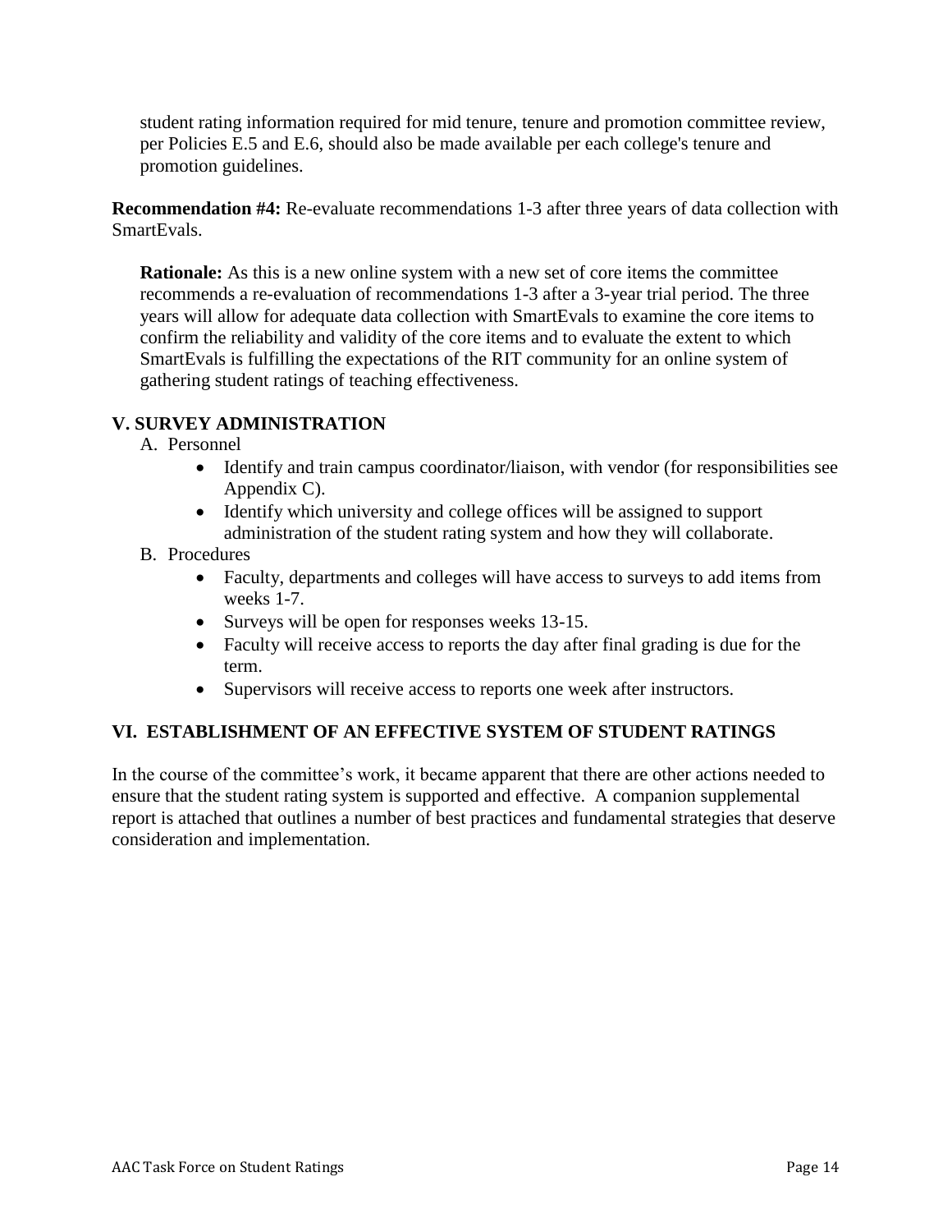student rating information required for mid tenure, tenure and promotion committee review, per Policies E.5 and E.6, should also be made available per each college's tenure and promotion guidelines.

**Recommendation #4:** Re-evaluate recommendations 1-3 after three years of data collection with SmartEvals.

**Rationale:** As this is a new online system with a new set of core items the committee recommends a re-evaluation of recommendations 1-3 after a 3-year trial period. The three years will allow for adequate data collection with SmartEvals to examine the core items to confirm the reliability and validity of the core items and to evaluate the extent to which SmartEvals is fulfilling the expectations of the RIT community for an online system of gathering student ratings of teaching effectiveness.

## V. SURVEY ADMINISTRATION

A. Personnel

- Identify and train campus coordinator/liaison, with vendor (for responsibilities see Appendix C).
- Identify which university and college offices will be assigned to support administration of the student rating system and how they will collaborate.

B. Procedures

- Faculty, departments and colleges will have access to surveys to add items from weeks 1-7.
- Surveys will be open for responses weeks 13-15.
- Faculty will receive access to reports the day after final grading is due for the term.
- Supervisors will receive access to reports one week after instructors.

## VI. ESTABLISHMENT OF AN EFFECTIVE SYSTEM OF STUDENT RATINGS

In the course of the committee's work, it became apparent that there are other actions needed to ensure that the student rating system is supported and effective. A companion supplemental report is attached that outlines a number of best practices and fundamental strategies that deserve consideration and implementation.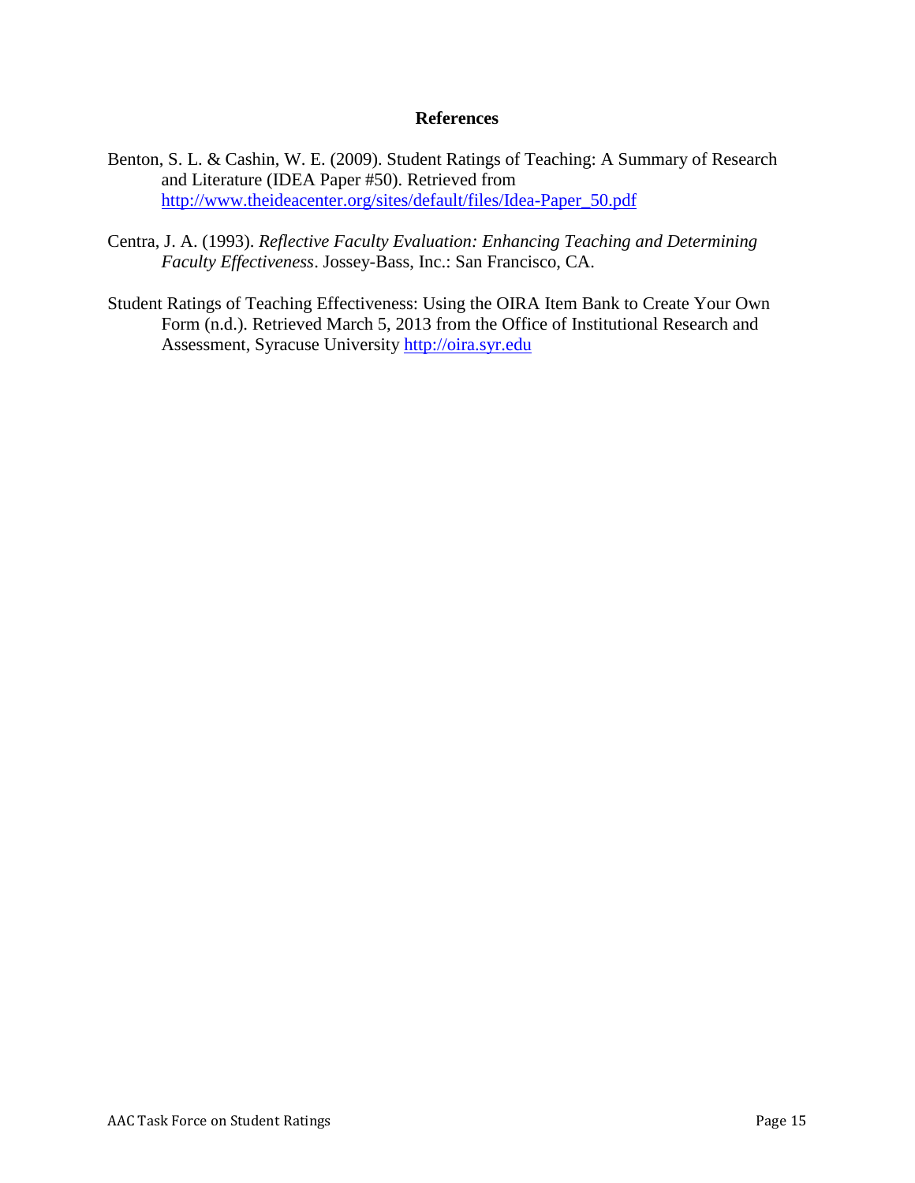## References

Benton, S. L. & Cashin, W. E. (2009). Student Ratings of Teaching: A Summary of Research and Literature (IDEA Paper #50). Retrieved from http://www.theideacenter.org/sites/default/files/Idea-Paper_50.pdf

Centra, J. A. (1993). *Reflective Faculty Evaluation: Enhancing Teaching and Determining Faculty Effectiveness*. Jossey-Bass, Inc.: San Francisco, CA.

Student Ratings of Teaching Effectiveness: Using the OIRA Item Bank to Create Your Own Form (n.d.). Retrieved March 5, 2013 from the Office of Institutional Research and Assessment, Syracuse University http://oira.syr.edu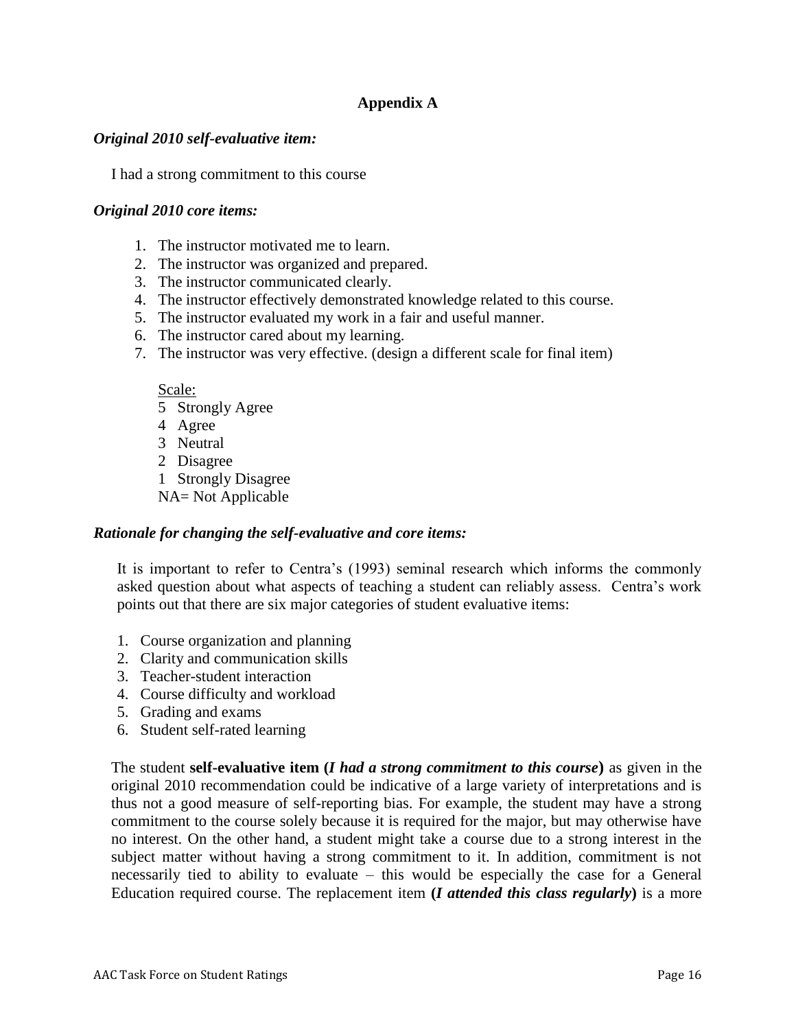## Appendix A

***Original 2010 self-evaluative item:***

I had a strong commitment to this course

***Original 2010 core items:***

1. The instructor motivated me to learn.
2. The instructor was organized and prepared.
3. The instructor communicated clearly.
4. The instructor effectively demonstrated knowledge related to this course.
5. The instructor evaluated my work in a fair and useful manner.
6. The instructor cared about my learning.
7. The instructor was very effective. (design a different scale for final item)

Scale:
5 Strongly Agree
4 Agree
3 Neutral
2 Disagree
1 Strongly Disagree
NA= Not Applicable

***Rationale for changing the self-evaluative and core items:***

It is important to refer to Centra's (1993) seminal research which informs the commonly asked question about what aspects of teaching a student can reliably assess. Centra's work points out that there are six major categories of student evaluative items:

1. Course organization and planning
2. Clarity and communication skills
3. Teacher-student interaction
4. Course difficulty and workload
5. Grading and exams
6. Student self-rated learning

The student **self-evaluative item (*I had a strong commitment to this course*)** as given in the original 2010 recommendation could be indicative of a large variety of interpretations and is thus not a good measure of self-reporting bias. For example, the student may have a strong commitment to the course solely because it is required for the major, but may otherwise have no interest. On the other hand, a student might take a course due to a strong interest in the subject matter without having a strong commitment to it. In addition, commitment is not necessarily tied to ability to evaluate – this would be especially the case for a General Education required course. The replacement item **(*I attended this class regularly*)** is a more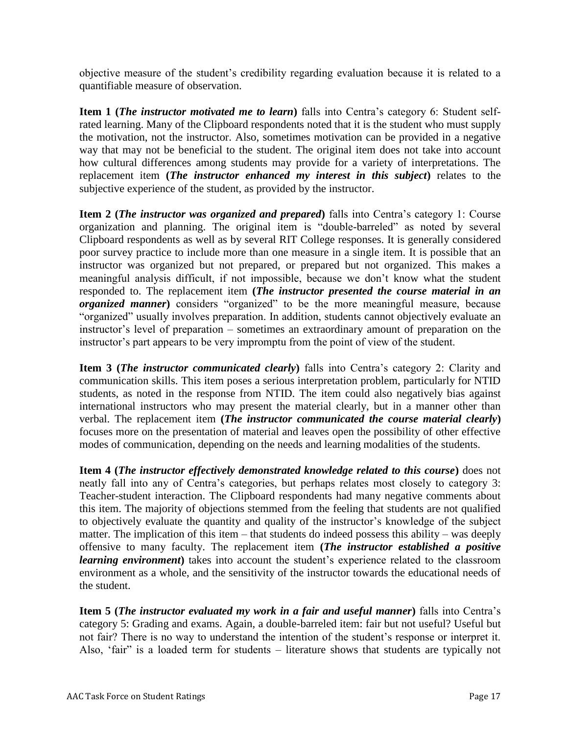objective measure of the student's credibility regarding evaluation because it is related to a quantifiable measure of observation.

**Item 1 (*The instructor motivated me to learn*)** falls into Centra's category 6: Student self-rated learning. Many of the Clipboard respondents noted that it is the student who must supply the motivation, not the instructor. Also, sometimes motivation can be provided in a negative way that may not be beneficial to the student. The original item does not take into account how cultural differences among students may provide for a variety of interpretations. The replacement item **(*The instructor enhanced my interest in this subject*)** relates to the subjective experience of the student, as provided by the instructor.

**Item 2 (*The instructor was organized and prepared*)** falls into Centra's category 1: Course organization and planning. The original item is "double-barreled" as noted by several Clipboard respondents as well as by several RIT College responses. It is generally considered poor survey practice to include more than one measure in a single item. It is possible that an instructor was organized but not prepared, or prepared but not organized. This makes a meaningful analysis difficult, if not impossible, because we don't know what the student responded to. The replacement item **(*The instructor presented the course material in an organized manner*)** considers "organized" to be the more meaningful measure, because "organized" usually involves preparation. In addition, students cannot objectively evaluate an instructor's level of preparation – sometimes an extraordinary amount of preparation on the instructor's part appears to be very impromptu from the point of view of the student.

**Item 3 (*The instructor communicated clearly*)** falls into Centra's category 2: Clarity and communication skills. This item poses a serious interpretation problem, particularly for NTID students, as noted in the response from NTID. The item could also negatively bias against international instructors who may present the material clearly, but in a manner other than verbal. The replacement item **(*The instructor communicated the course material clearly*)** focuses more on the presentation of material and leaves open the possibility of other effective modes of communication, depending on the needs and learning modalities of the students.

**Item 4 (*The instructor effectively demonstrated knowledge related to this course*)** does not neatly fall into any of Centra's categories, but perhaps relates most closely to category 3: Teacher-student interaction. The Clipboard respondents had many negative comments about this item. The majority of objections stemmed from the feeling that students are not qualified to objectively evaluate the quantity and quality of the instructor's knowledge of the subject matter. The implication of this item – that students do indeed possess this ability – was deeply offensive to many faculty. The replacement item **(*The instructor established a positive learning environment*)** takes into account the student's experience related to the classroom environment as a whole, and the sensitivity of the instructor towards the educational needs of the student.

**Item 5 (*The instructor evaluated my work in a fair and useful manner*)** falls into Centra's category 5: Grading and exams. Again, a double-barreled item: fair but not useful? Useful but not fair? There is no way to understand the intention of the student's response or interpret it. Also, 'fair' is a loaded term for students – literature shows that students are typically not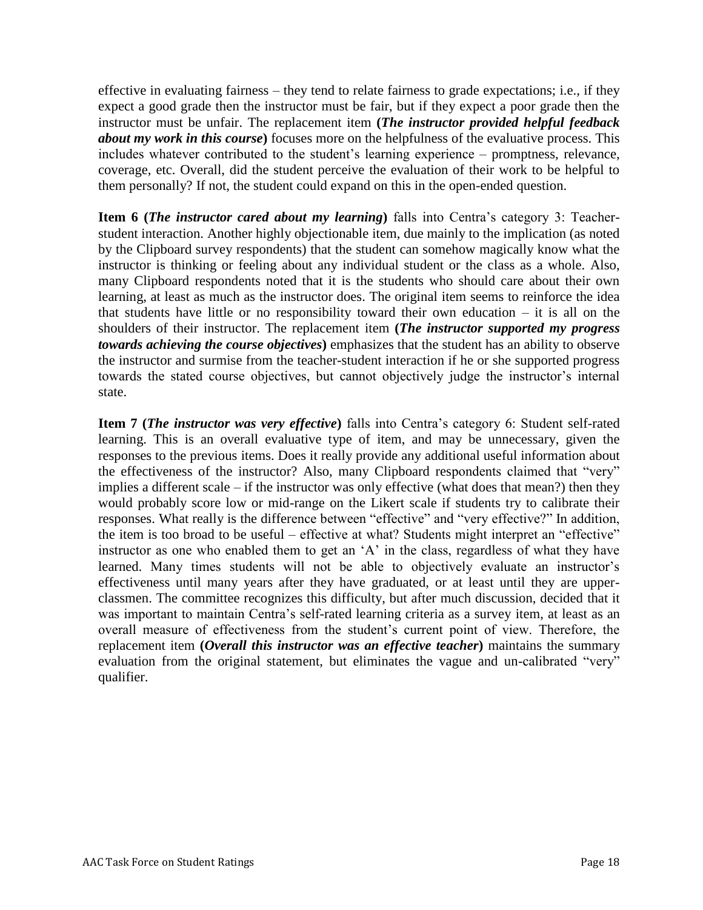effective in evaluating fairness – they tend to relate fairness to grade expectations; i.e., if they expect a good grade then the instructor must be fair, but if they expect a poor grade then the instructor must be unfair. The replacement item **(*The instructor provided helpful feedback about my work in this course*)** focuses more on the helpfulness of the evaluative process. This includes whatever contributed to the student's learning experience – promptness, relevance, coverage, etc. Overall, did the student perceive the evaluation of their work to be helpful to them personally? If not, the student could expand on this in the open-ended question.

**Item 6 (*The instructor cared about my learning*)** falls into Centra's category 3: Teacher-student interaction. Another highly objectionable item, due mainly to the implication (as noted by the Clipboard survey respondents) that the student can somehow magically know what the instructor is thinking or feeling about any individual student or the class as a whole. Also, many Clipboard respondents noted that it is the students who should care about their own learning, at least as much as the instructor does. The original item seems to reinforce the idea that students have little or no responsibility toward their own education – it is all on the shoulders of their instructor. The replacement item **(*The instructor supported my progress towards achieving the course objectives*)** emphasizes that the student has an ability to observe the instructor and surmise from the teacher-student interaction if he or she supported progress towards the stated course objectives, but cannot objectively judge the instructor's internal state.

**Item 7 (*The instructor was very effective*)** falls into Centra's category 6: Student self-rated learning. This is an overall evaluative type of item, and may be unnecessary, given the responses to the previous items. Does it really provide any additional useful information about the effectiveness of the instructor? Also, many Clipboard respondents claimed that "very" implies a different scale – if the instructor was only effective (what does that mean?) then they would probably score low or mid-range on the Likert scale if students try to calibrate their responses. What really is the difference between "effective" and "very effective?" In addition, the item is too broad to be useful – effective at what? Students might interpret an "effective" instructor as one who enabled them to get an 'A' in the class, regardless of what they have learned. Many times students will not be able to objectively evaluate an instructor's effectiveness until many years after they have graduated, or at least until they are upper-classmen. The committee recognizes this difficulty, but after much discussion, decided that it was important to maintain Centra's self-rated learning criteria as a survey item, at least as an overall measure of effectiveness from the student's current point of view. Therefore, the replacement item **(*Overall this instructor was an effective teacher*)** maintains the summary evaluation from the original statement, but eliminates the vague and un-calibrated "very" qualifier.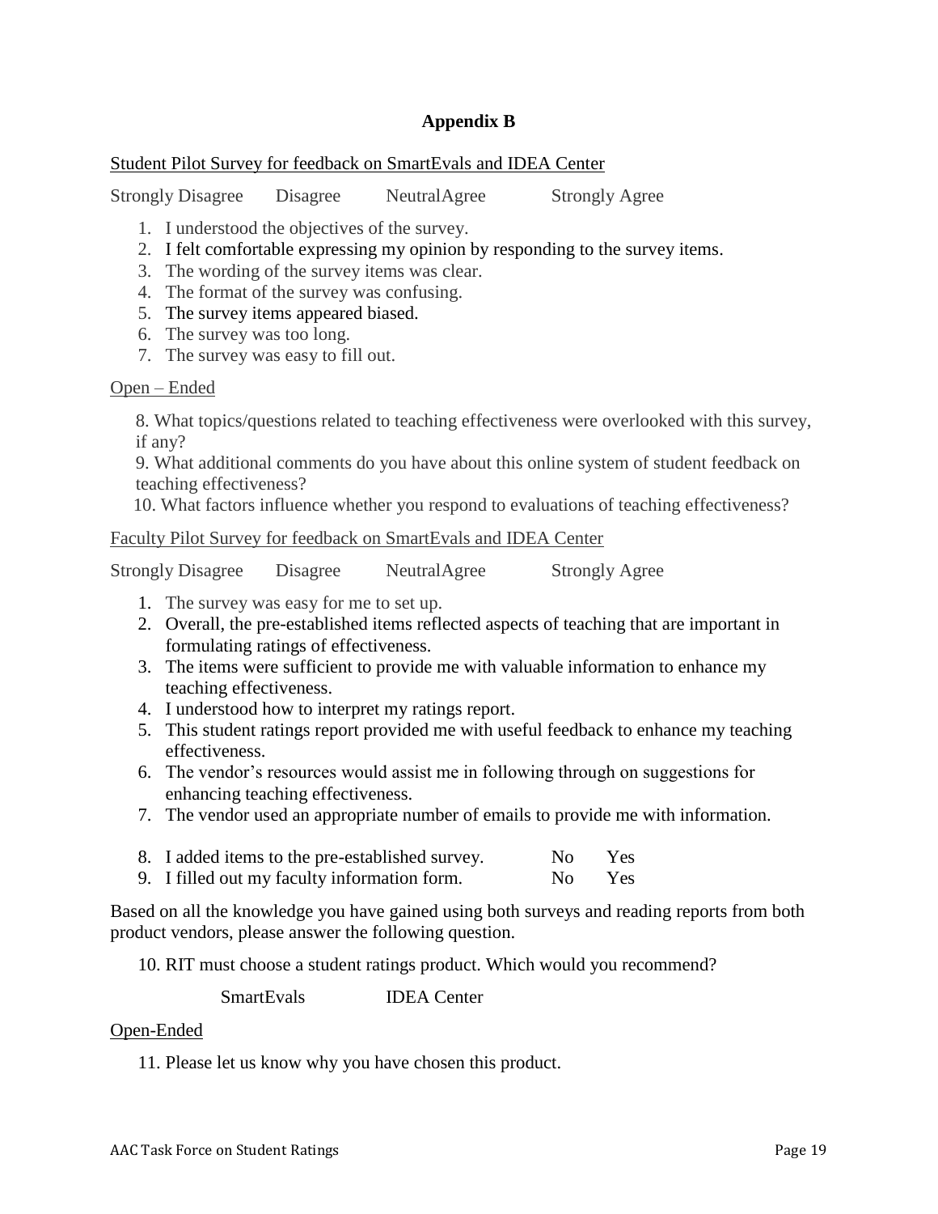## Appendix B

Student Pilot Survey for feedback on SmartEvals and IDEA Center

Strongly Disagree    Disagree    NeutralAgree    Strongly Agree

1. I understood the objectives of the survey.
2. I felt comfortable expressing my opinion by responding to the survey items.
3. The wording of the survey items was clear.
4. The format of the survey was confusing.
5. The survey items appeared biased.
6. The survey was too long.
7. The survey was easy to fill out.

Open – Ended

8. What topics/questions related to teaching effectiveness were overlooked with this survey, if any?
9. What additional comments do you have about this online system of student feedback on teaching effectiveness?
10. What factors influence whether you respond to evaluations of teaching effectiveness?

Faculty Pilot Survey for feedback on SmartEvals and IDEA Center

Strongly Disagree    Disagree    NeutralAgree    Strongly Agree

1. The survey was easy for me to set up.
2. Overall, the pre-established items reflected aspects of teaching that are important in formulating ratings of effectiveness.
3. The items were sufficient to provide me with valuable information to enhance my teaching effectiveness.
4. I understood how to interpret my ratings report.
5. This student ratings report provided me with useful feedback to enhance my teaching effectiveness.
6. The vendor's resources would assist me in following through on suggestions for enhancing teaching effectiveness.
7. The vendor used an appropriate number of emails to provide me with information.

8. I added items to the pre-established survey.    No    Yes
9. I filled out my faculty information form.    No    Yes

Based on all the knowledge you have gained using both surveys and reading reports from both product vendors, please answer the following question.

10. RIT must choose a student ratings product. Which would you recommend?

SmartEvals    IDEA Center

Open-Ended

11. Please let us know why you have chosen this product.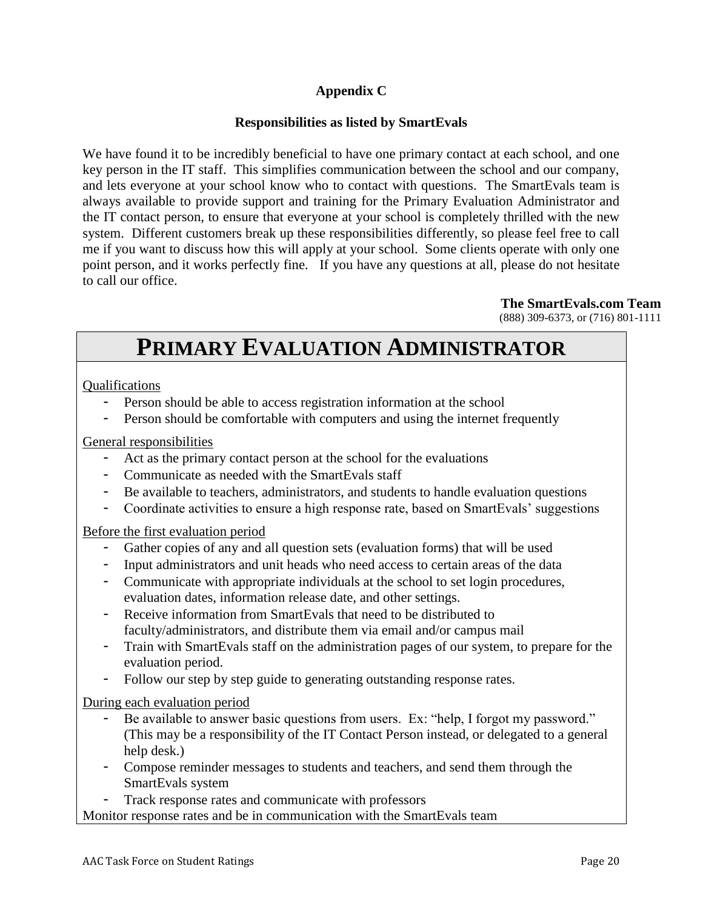## Appendix C

### Responsibilities as listed by SmartEvals

We have found it to be incredibly beneficial to have one primary contact at each school, and one key person in the IT staff. This simplifies communication between the school and our company, and lets everyone at your school know who to contact with questions. The SmartEvals team is always available to provide support and training for the Primary Evaluation Administrator and the IT contact person, to ensure that everyone at your school is completely thrilled with the new system. Different customers break up these responsibilities differently, so please feel free to call me if you want to discuss how this will apply at your school. Some clients operate with only one point person, and it works perfectly fine. If you have any questions at all, please do not hesitate to call our office.

**The SmartEvals.com Team**
(888) 309-6373, or (716) 801-1111

# PRIMARY EVALUATION ADMINISTRATOR

Qualifications

- Person should be able to access registration information at the school
- Person should be comfortable with computers and using the internet frequently

General responsibilities

- Act as the primary contact person at the school for the evaluations
- Communicate as needed with the SmartEvals staff
- Be available to teachers, administrators, and students to handle evaluation questions
- Coordinate activities to ensure a high response rate, based on SmartEvals' suggestions

Before the first evaluation period

- Gather copies of any and all question sets (evaluation forms) that will be used
- Input administrators and unit heads who need access to certain areas of the data
- Communicate with appropriate individuals at the school to set login procedures, evaluation dates, information release date, and other settings.
- Receive information from SmartEvals that need to be distributed to faculty/administrators, and distribute them via email and/or campus mail
- Train with SmartEvals staff on the administration pages of our system, to prepare for the evaluation period.
- Follow our step by step guide to generating outstanding response rates.

During each evaluation period

- Be available to answer basic questions from users. Ex: "help, I forgot my password." (This may be a responsibility of the IT Contact Person instead, or delegated to a general help desk.)
- Compose reminder messages to students and teachers, and send them through the SmartEvals system
- Track response rates and communicate with professors

Monitor response rates and be in communication with the SmartEvals team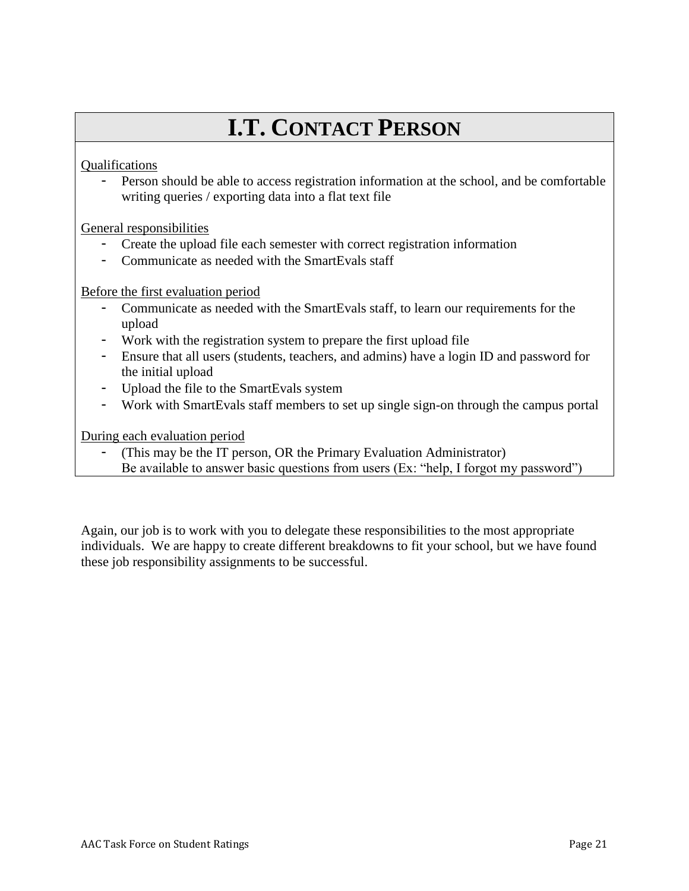# I.T. Contact Person

Qualifications

- Person should be able to access registration information at the school, and be comfortable writing queries / exporting data into a flat text file

General responsibilities

- Create the upload file each semester with correct registration information
- Communicate as needed with the SmartEvals staff

Before the first evaluation period

- Communicate as needed with the SmartEvals staff, to learn our requirements for the upload
- Work with the registration system to prepare the first upload file
- Ensure that all users (students, teachers, and admins) have a login ID and password for the initial upload
- Upload the file to the SmartEvals system
- Work with SmartEvals staff members to set up single sign-on through the campus portal

During each evaluation period

- (This may be the IT person, OR the Primary Evaluation Administrator)
  Be available to answer basic questions from users (Ex: "help, I forgot my password")

Again, our job is to work with you to delegate these responsibilities to the most appropriate individuals. We are happy to create different breakdowns to fit your school, but we have found these job responsibility assignments to be successful.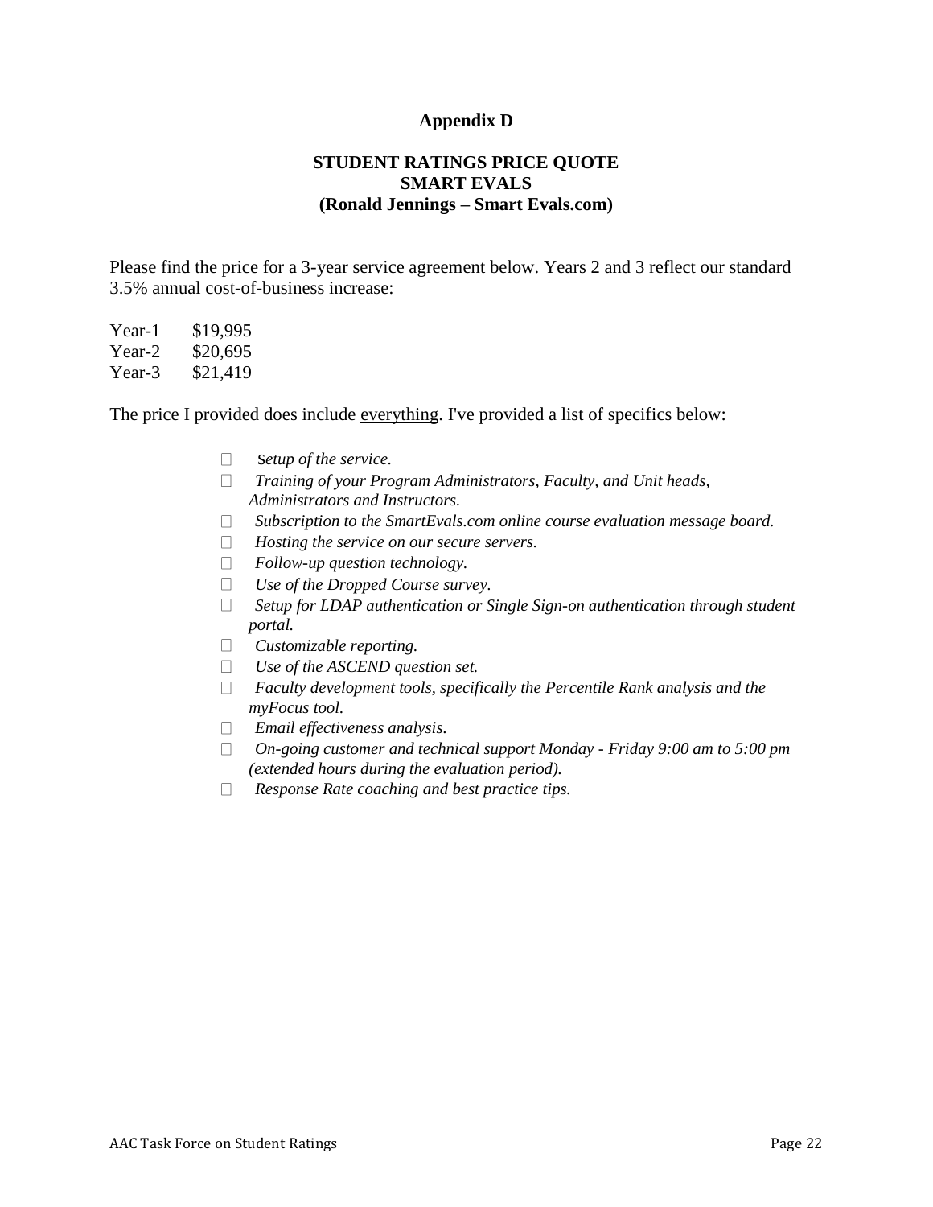# Appendix D

## STUDENT RATINGS PRICE QUOTE
## SMART EVALS
## (Ronald Jennings – Smart Evals.com)

Please find the price for a 3-year service agreement below. Years 2 and 3 reflect our standard 3.5% annual cost-of-business increase:

| | |
|---|---|
| Year-1 | $19,995 |
| Year-2 | $20,695 |
| Year-3 | $21,419 |

The price I provided does include <u>everything</u>. I've provided a list of specifics below:

- *Setup of the service.*
- *Training of your Program Administrators, Faculty, and Unit heads, Administrators and Instructors.*
- *Subscription to the SmartEvals.com online course evaluation message board.*
- *Hosting the service on our secure servers.*
- *Follow-up question technology.*
- *Use of the Dropped Course survey.*
- *Setup for LDAP authentication or Single Sign-on authentication through student portal.*
- *Customizable reporting.*
- *Use of the ASCEND question set.*
- *Faculty development tools, specifically the Percentile Rank analysis and the myFocus tool.*
- *Email effectiveness analysis.*
- *On-going customer and technical support Monday - Friday 9:00 am to 5:00 pm (extended hours during the evaluation period).*
- *Response Rate coaching and best practice tips.*